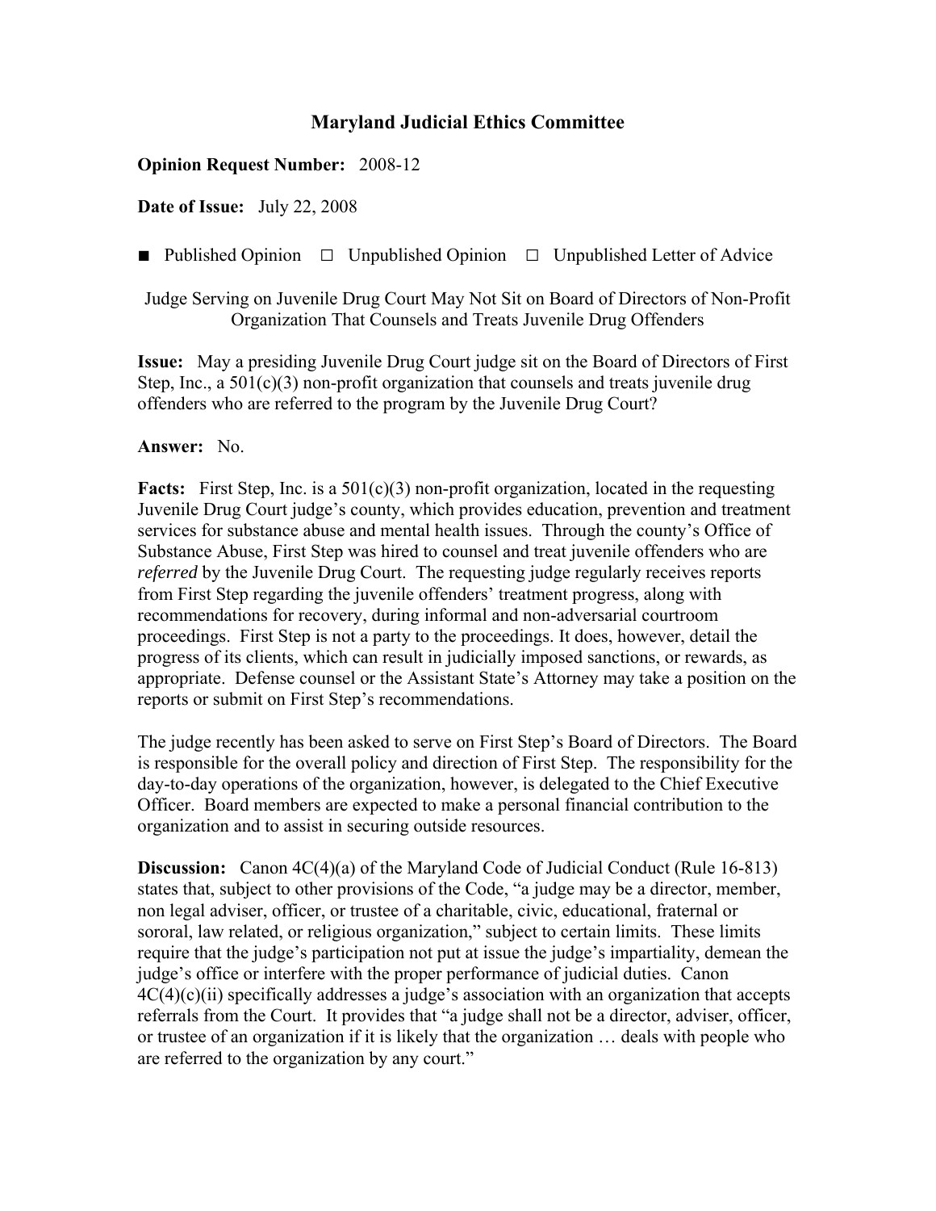# Maryland Judicial Ethics Committee

**Opinion Request Number:** 2008-12

**Date of Issue:** July 22, 2008

■ Published Opinion □ Unpublished Opinion □ Unpublished Letter of Advice

Judge Serving on Juvenile Drug Court May Not Sit on Board of Directors of Non-Profit Organization That Counsels and Treats Juvenile Drug Offenders

**Issue:** May a presiding Juvenile Drug Court judge sit on the Board of Directors of First Step, Inc., a 501(c)(3) non-profit organization that counsels and treats juvenile drug offenders who are referred to the program by the Juvenile Drug Court?

**Answer:** No.

**Facts:** First Step, Inc. is a 501(c)(3) non-profit organization, located in the requesting Juvenile Drug Court judge's county, which provides education, prevention and treatment services for substance abuse and mental health issues. Through the county's Office of Substance Abuse, First Step was hired to counsel and treat juvenile offenders who are *referred* by the Juvenile Drug Court. The requesting judge regularly receives reports from First Step regarding the juvenile offenders' treatment progress, along with recommendations for recovery, during informal and non-adversarial courtroom proceedings. First Step is not a party to the proceedings. It does, however, detail the progress of its clients, which can result in judicially imposed sanctions, or rewards, as appropriate. Defense counsel or the Assistant State's Attorney may take a position on the reports or submit on First Step's recommendations.

The judge recently has been asked to serve on First Step's Board of Directors. The Board is responsible for the overall policy and direction of First Step. The responsibility for the day-to-day operations of the organization, however, is delegated to the Chief Executive Officer. Board members are expected to make a personal financial contribution to the organization and to assist in securing outside resources.

**Discussion:** Canon 4C(4)(a) of the Maryland Code of Judicial Conduct (Rule 16-813) states that, subject to other provisions of the Code, "a judge may be a director, member, non legal adviser, officer, or trustee of a charitable, civic, educational, fraternal or sororal, law related, or religious organization," subject to certain limits. These limits require that the judge's participation not put at issue the judge's impartiality, demean the judge's office or interfere with the proper performance of judicial duties. Canon 4C(4)(c)(ii) specifically addresses a judge's association with an organization that accepts referrals from the Court. It provides that "a judge shall not be a director, adviser, officer, or trustee of an organization if it is likely that the organization … deals with people who are referred to the organization by any court."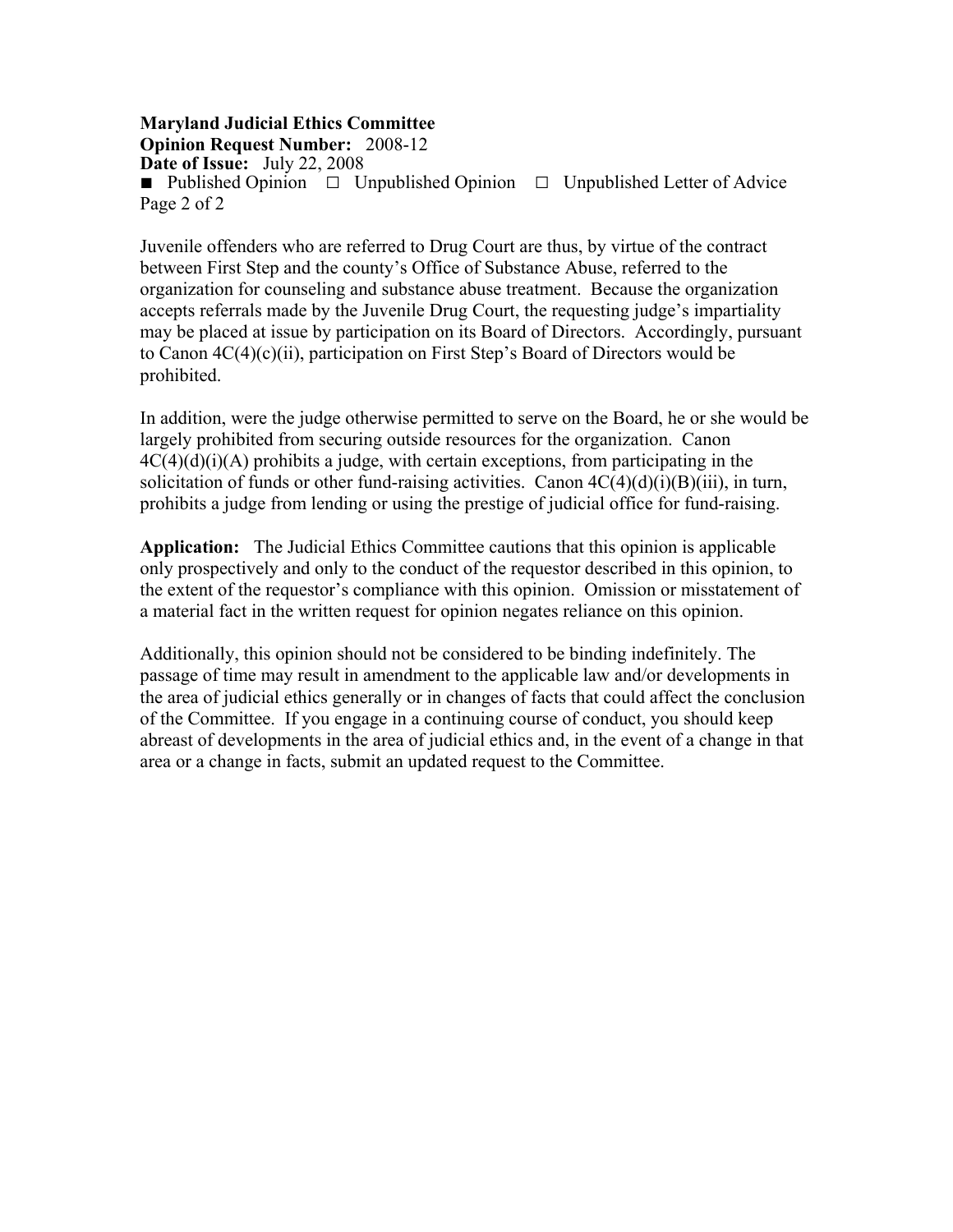Juvenile offenders who are referred to Drug Court are thus, by virtue of the contract between First Step and the county's Office of Substance Abuse, referred to the organization for counseling and substance abuse treatment. Because the organization accepts referrals made by the Juvenile Drug Court, the requesting judge's impartiality may be placed at issue by participation on its Board of Directors. Accordingly, pursuant to Canon 4C(4)(c)(ii), participation on First Step's Board of Directors would be prohibited.

In addition, were the judge otherwise permitted to serve on the Board, he or she would be largely prohibited from securing outside resources for the organization. Canon 4C(4)(d)(i)(A) prohibits a judge, with certain exceptions, from participating in the solicitation of funds or other fund-raising activities. Canon 4C(4)(d)(i)(B)(iii), in turn, prohibits a judge from lending or using the prestige of judicial office for fund-raising.

**Application:** The Judicial Ethics Committee cautions that this opinion is applicable only prospectively and only to the conduct of the requestor described in this opinion, to the extent of the requestor's compliance with this opinion. Omission or misstatement of a material fact in the written request for opinion negates reliance on this opinion.

Additionally, this opinion should not be considered to be binding indefinitely. The passage of time may result in amendment to the applicable law and/or developments in the area of judicial ethics generally or in changes of facts that could affect the conclusion of the Committee. If you engage in a continuing course of conduct, you should keep abreast of developments in the area of judicial ethics and, in the event of a change in that area or a change in facts, submit an updated request to the Committee.